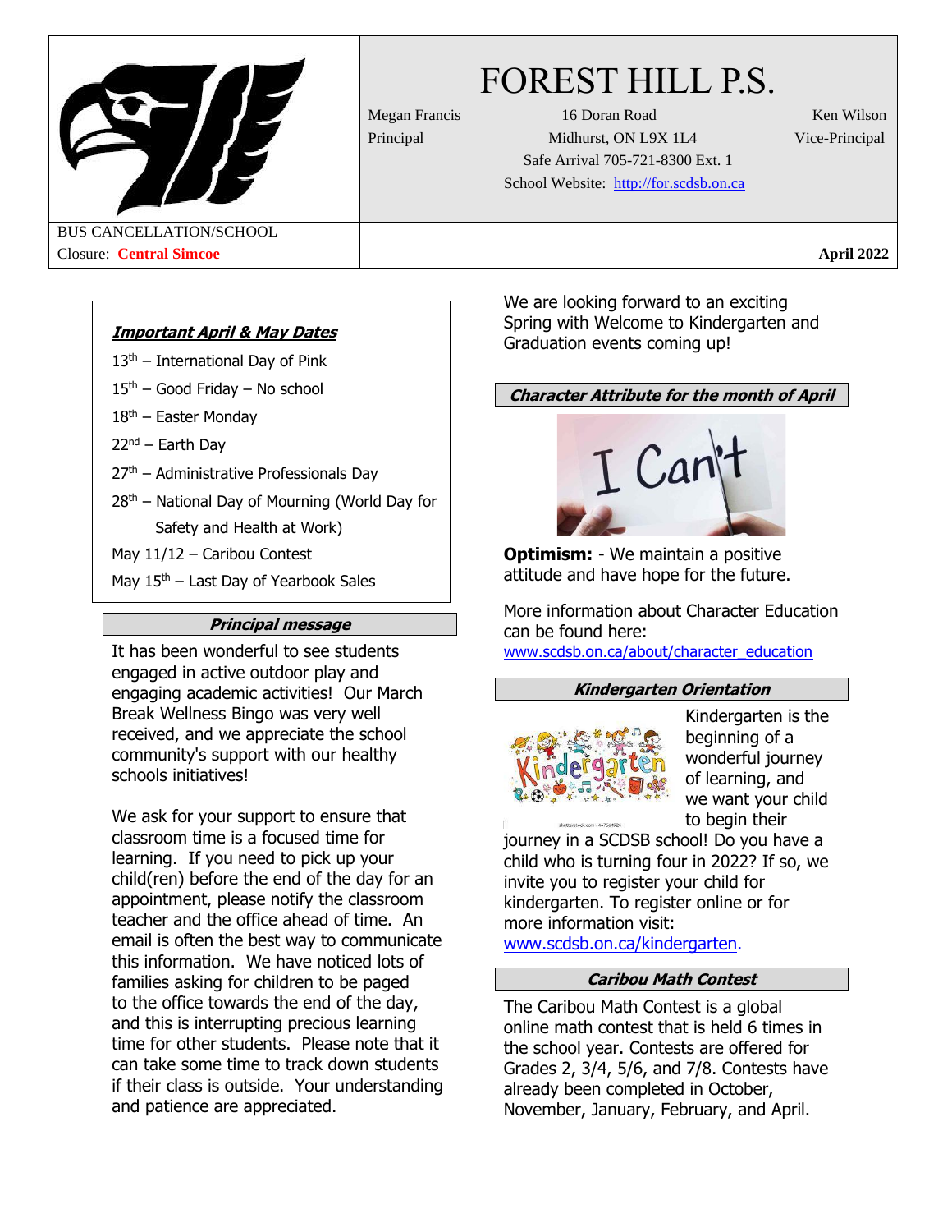# FOREST HILL P.S.

Megan Francis, Principal

16 Doran Road
Midhurst, ON L9X 1L4
Safe Arrival 705-721-8300 Ext. 1
School Website: http://for.scdsb.on.ca

Ken Wilson, Vice-Principal

BUS CANCELLATION/SCHOOL Closure: **Central Simcoe**

**April 2022**

### *Important April & May Dates*

- 13th – International Day of Pink
- 15th – Good Friday – No school
- 18th – Easter Monday
- 22nd – Earth Day
- 27th – Administrative Professionals Day
- 28th – National Day of Mourning (World Day for Safety and Health at Work)
- May 11/12 – Caribou Contest
- May 15th – Last Day of Yearbook Sales

## *Principal message*

It has been wonderful to see students engaged in active outdoor play and engaging academic activities! Our March Break Wellness Bingo was very well received, and we appreciate the school community's support with our healthy schools initiatives!

We ask for your support to ensure that classroom time is a focused time for learning. If you need to pick up your child(ren) before the end of the day for an appointment, please notify the classroom teacher and the office ahead of time. An email is often the best way to communicate this information. We have noticed lots of families asking for children to be paged to the office towards the end of the day, and this is interrupting precious learning time for other students. Please note that it can take some time to track down students if their class is outside. Your understanding and patience are appreciated.

We are looking forward to an exciting Spring with Welcome to Kindergarten and Graduation events coming up!

## *Character Attribute for the month of April*

**Optimism:** - We maintain a positive attitude and have hope for the future.

More information about Character Education can be found here: www.scdsb.on.ca/about/character_education

## *Kindergarten Orientation*

Kindergarten is the beginning of a wonderful journey of learning, and we want your child to begin their journey in a SCDSB school! Do you have a child who is turning four in 2022? If so, we invite you to register your child for kindergarten. To register online or for more information visit: www.scdsb.on.ca/kindergarten.

## *Caribou Math Contest*

The Caribou Math Contest is a global online math contest that is held 6 times in the school year. Contests are offered for Grades 2, 3/4, 5/6, and 7/8. Contests have already been completed in October, November, January, February, and April.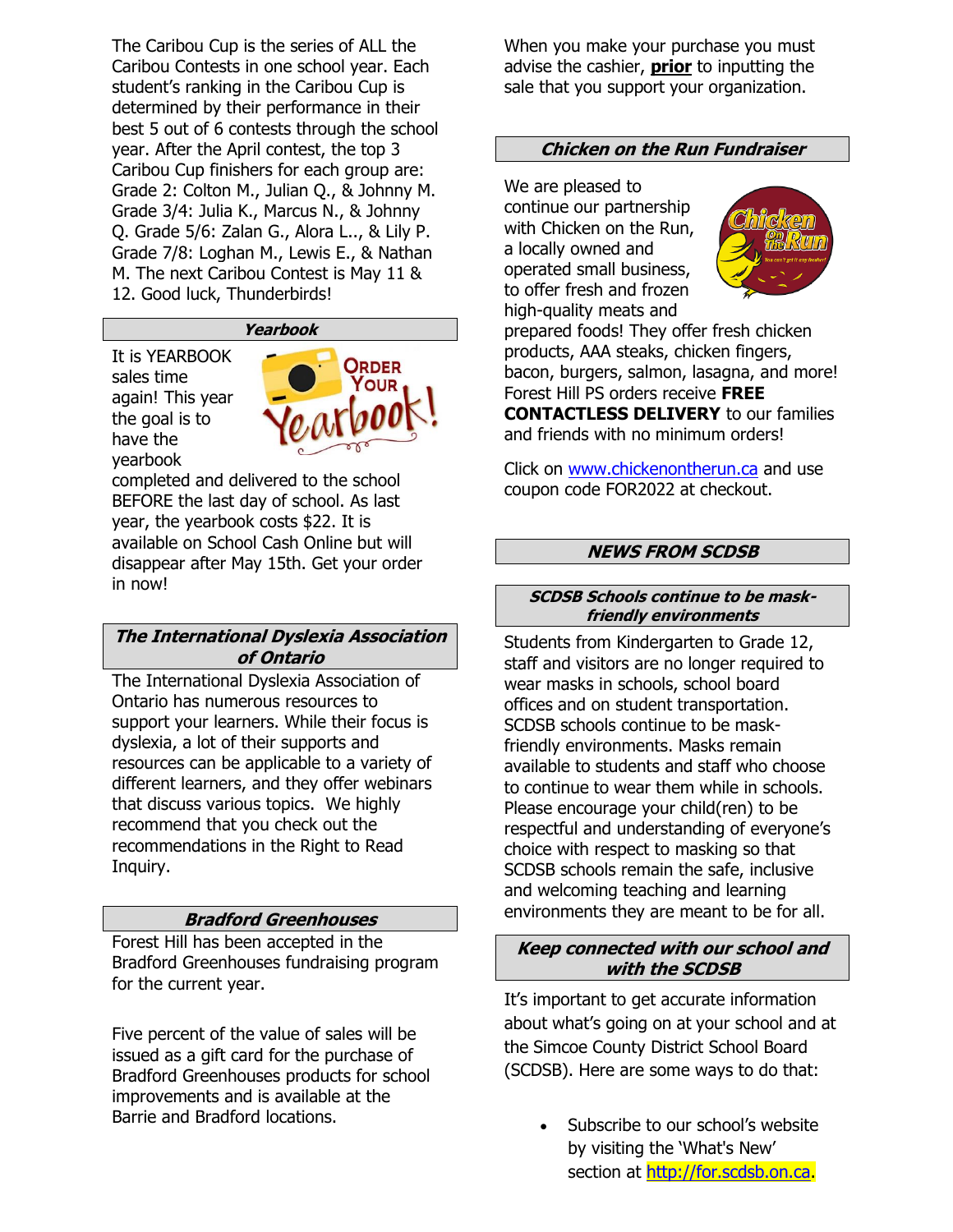The Caribou Cup is the series of ALL the Caribou Contests in one school year. Each student's ranking in the Caribou Cup is determined by their performance in their best 5 out of 6 contests through the school year. After the April contest, the top 3 Caribou Cup finishers for each group are: Grade 2: Colton M., Julian Q., & Johnny M. Grade 3/4: Julia K., Marcus N., & Johnny Q. Grade 5/6: Zalan G., Alora L.., & Lily P. Grade 7/8: Loghan M., Lewis E., & Nathan M. The next Caribou Contest is May 11 & 12. Good luck, Thunderbirds!

## Yearbook

It is YEARBOOK sales time again! This year the goal is to have the yearbook completed and delivered to the school BEFORE the last day of school. As last year, the yearbook costs $22. It is available on School Cash Online but will disappear after May 15th. Get your order in now!

## The International Dyslexia Association of Ontario

The International Dyslexia Association of Ontario has numerous resources to support your learners. While their focus is dyslexia, a lot of their supports and resources can be applicable to a variety of different learners, and they offer webinars that discuss various topics. We highly recommend that you check out the recommendations in the Right to Read Inquiry.

## Bradford Greenhouses

Forest Hill has been accepted in the Bradford Greenhouses fundraising program for the current year.

Five percent of the value of sales will be issued as a gift card for the purchase of Bradford Greenhouses products for school improvements and is available at the Barrie and Bradford locations.

When you make your purchase you must advise the cashier, **prior** to inputting the sale that you support your organization.

## Chicken on the Run Fundraiser

We are pleased to continue our partnership with Chicken on the Run, a locally owned and operated small business, to offer fresh and frozen high-quality meats and prepared foods! They offer fresh chicken products, AAA steaks, chicken fingers, bacon, burgers, salmon, lasagna, and more! Forest Hill PS orders receive **FREE CONTACTLESS DELIVERY** to our families and friends with no minimum orders!

Click on www.chickenontherun.ca and use coupon code FOR2022 at checkout.

## NEWS FROM SCDSB

### SCDSB Schools continue to be mask-friendly environments

Students from Kindergarten to Grade 12, staff and visitors are no longer required to wear masks in schools, school board offices and on student transportation. SCDSB schools continue to be mask-friendly environments. Masks remain available to students and staff who choose to continue to wear them while in schools. Please encourage your child(ren) to be respectful and understanding of everyone's choice with respect to masking so that SCDSB schools remain the safe, inclusive and welcoming teaching and learning environments they are meant to be for all.

### Keep connected with our school and with the SCDSB

It's important to get accurate information about what's going on at your school and at the Simcoe County District School Board (SCDSB). Here are some ways to do that:

- Subscribe to our school's website by visiting the 'What's New' section at http://for.scdsb.on.ca.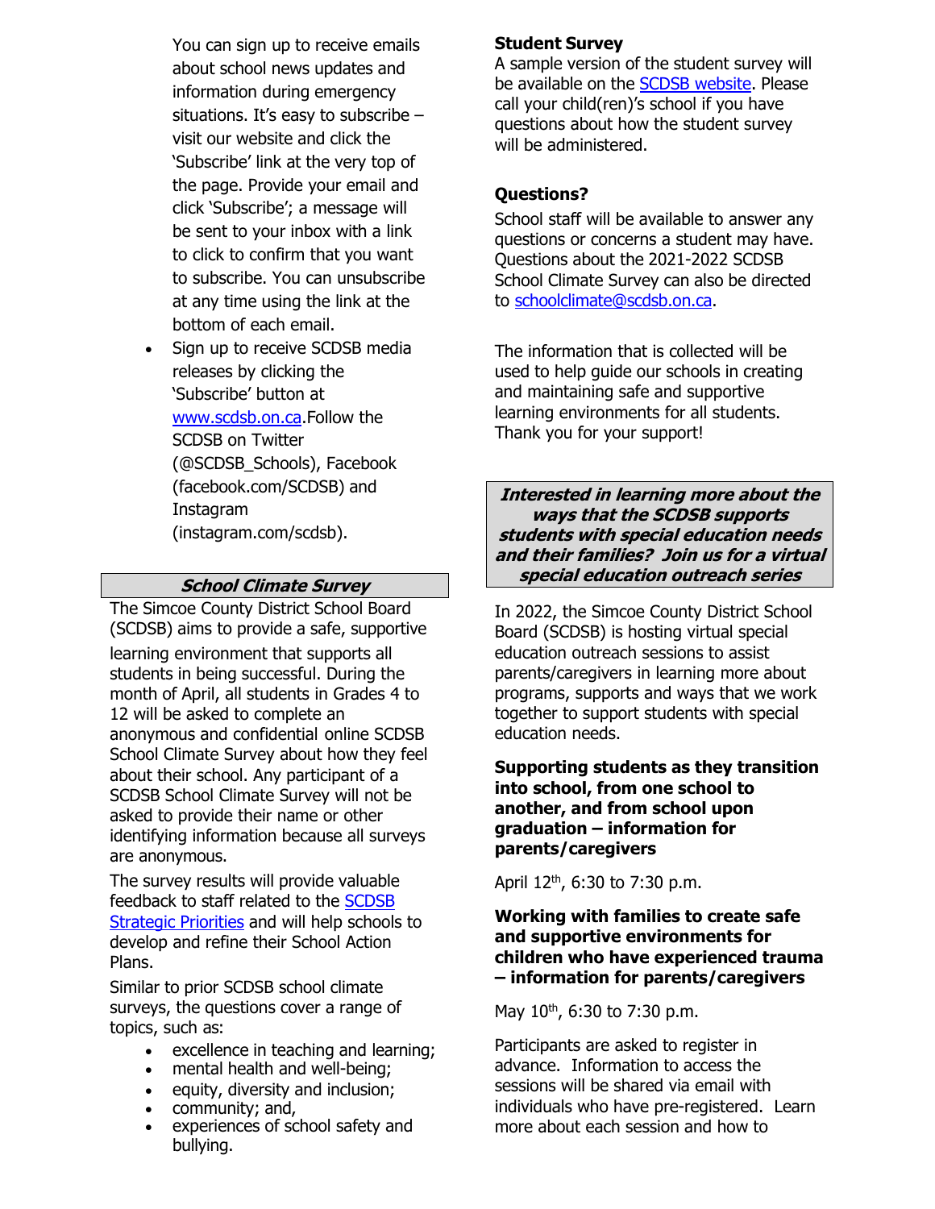You can sign up to receive emails about school news updates and information during emergency situations. It's easy to subscribe – visit our website and click the 'Subscribe' link at the very top of the page. Provide your email and click 'Subscribe'; a message will be sent to your inbox with a link to click to confirm that you want to subscribe. You can unsubscribe at any time using the link at the bottom of each email.

- Sign up to receive SCDSB media releases by clicking the 'Subscribe' button at www.scdsb.on.ca.Follow the SCDSB on Twitter (@SCDSB_Schools), Facebook (facebook.com/SCDSB) and Instagram (instagram.com/scdsb).

## *School Climate Survey*

The Simcoe County District School Board (SCDSB) aims to provide a safe, supportive learning environment that supports all students in being successful. During the month of April, all students in Grades 4 to 12 will be asked to complete an anonymous and confidential online SCDSB School Climate Survey about how they feel about their school. Any participant of a SCDSB School Climate Survey will not be asked to provide their name or other identifying information because all surveys are anonymous.

The survey results will provide valuable feedback to staff related to the SCDSB Strategic Priorities and will help schools to develop and refine their School Action Plans.

Similar to prior SCDSB school climate surveys, the questions cover a range of topics, such as:

- excellence in teaching and learning;
- mental health and well-being;
- equity, diversity and inclusion;
- community; and,
- experiences of school safety and bullying.

**Student Survey**

A sample version of the student survey will be available on the SCDSB website. Please call your child(ren)'s school if you have questions about how the student survey will be administered.

**Questions?**

School staff will be available to answer any questions or concerns a student may have. Questions about the 2021-2022 SCDSB School Climate Survey can also be directed to schoolclimate@scdsb.on.ca.

The information that is collected will be used to help guide our schools in creating and maintaining safe and supportive learning environments for all students. Thank you for your support!

## *Interested in learning more about the ways that the SCDSB supports students with special education needs and their families? Join us for a virtual special education outreach series*

In 2022, the Simcoe County District School Board (SCDSB) is hosting virtual special education outreach sessions to assist parents/caregivers in learning more about programs, supports and ways that we work together to support students with special education needs.

**Supporting students as they transition into school, from one school to another, and from school upon graduation – information for parents/caregivers**

April 12th, 6:30 to 7:30 p.m.

**Working with families to create safe and supportive environments for children who have experienced trauma – information for parents/caregivers**

May 10th, 6:30 to 7:30 p.m.

Participants are asked to register in advance. Information to access the sessions will be shared via email with individuals who have pre-registered. Learn more about each session and how to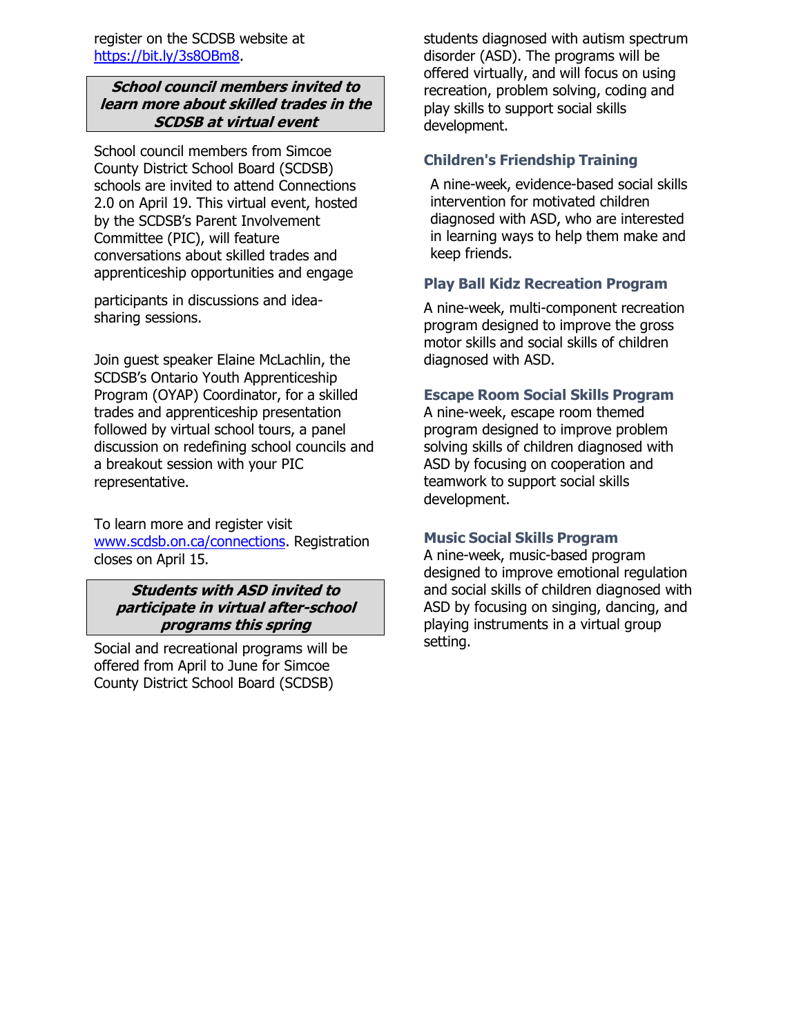register on the SCDSB website at https://bit.ly/3s8OBm8.

### ***School council members invited to learn more about skilled trades in the SCDSB at virtual event***

School council members from Simcoe County District School Board (SCDSB) schools are invited to attend Connections 2.0 on April 19. This virtual event, hosted by the SCDSB's Parent Involvement Committee (PIC), will feature conversations about skilled trades and apprenticeship opportunities and engage participants in discussions and idea-sharing sessions.

Join guest speaker Elaine McLachlin, the SCDSB's Ontario Youth Apprenticeship Program (OYAP) Coordinator, for a skilled trades and apprenticeship presentation followed by virtual school tours, a panel discussion on redefining school councils and a breakout session with your PIC representative.

To learn more and register visit www.scdsb.on.ca/connections. Registration closes on April 15.

### ***Students with ASD invited to participate in virtual after-school programs this spring***

Social and recreational programs will be offered from April to June for Simcoe County District School Board (SCDSB) students diagnosed with autism spectrum disorder (ASD). The programs will be offered virtually, and will focus on using recreation, problem solving, coding and play skills to support social skills development.

#### Children's Friendship Training

A nine-week, evidence-based social skills intervention for motivated children diagnosed with ASD, who are interested in learning ways to help them make and keep friends.

#### Play Ball Kidz Recreation Program

A nine-week, multi-component recreation program designed to improve the gross motor skills and social skills of children diagnosed with ASD.

#### Escape Room Social Skills Program

A nine-week, escape room themed program designed to improve problem solving skills of children diagnosed with ASD by focusing on cooperation and teamwork to support social skills development.

#### Music Social Skills Program

A nine-week, music-based program designed to improve emotional regulation and social skills of children diagnosed with ASD by focusing on singing, dancing, and playing instruments in a virtual group setting.